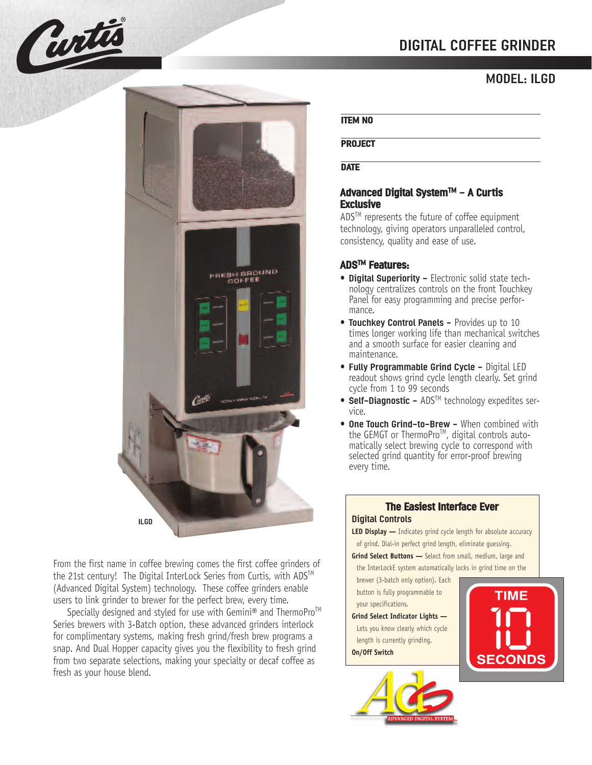# DIGITAL COFFEE GRINDER

## MODEL: ILGD

ILGD

From the first name in coffee brewing comes the first coffee grinders of the 21st century! The Digital InterLock Series from Curtis, with ADS™ (Advanced Digital System) technology. These coffee grinders enable users to link grinder to brewer for the perfect brew, every time.

Specially designed and styled for use with Gemini® and ThermoPro™ Series brewers with 3-Batch option, these advanced grinders interlock for complimentary systems, making fresh grind/fresh brew programs a snap. And Dual Hopper capacity gives you the flexibility to fresh grind from two separate selections, making your specialty or decaf coffee as fresh as your house blend.

**ITEM NO**

**PROJECT**

**DATE**

### Advanced Digital System™ – A Curtis Exclusive

ADS™ represents the future of coffee equipment technology, giving operators unparalleled control, consistency, quality and ease of use.

### ADS™ Features:

- **Digital Superiority –** Electronic solid state technology centralizes controls on the front Touchkey Panel for easy programming and precise performance.
- **Touchkey Control Panels –** Provides up to 10 times longer working life than mechanical switches and a smooth surface for easier cleaning and maintenance.
- **Fully Programmable Grind Cycle –** Digital LED readout shows grind cycle length clearly. Set grind cycle from 1 to 99 seconds
- **Self-Diagnostic –** ADS™ technology expedites service.
- **One Touch Grind-to-Brew –** When combined with the GEMGT or ThermoPro™, digital controls automatically select brewing cycle to correspond with selected grind quantity for error-proof brewing every time.

### The Easiest Interface Ever

**Digital Controls**

**LED Display —** Indicates grind cycle length for absolute accuracy of grind. Dial-in perfect grind length, eliminate guessing.

**Grind Select Buttons —** Select from small, medium, large and the InterLockE system automatically locks in grind time on the brewer (3-batch only option). Each button is fully programmable to your specifications.

**Grind Select Indicator Lights —** Lets you know clearly which cycle length is currently grinding.

**On/Off Switch**

TIME 10 SECONDS

ADS ADVANCED DIGITAL SYSTEM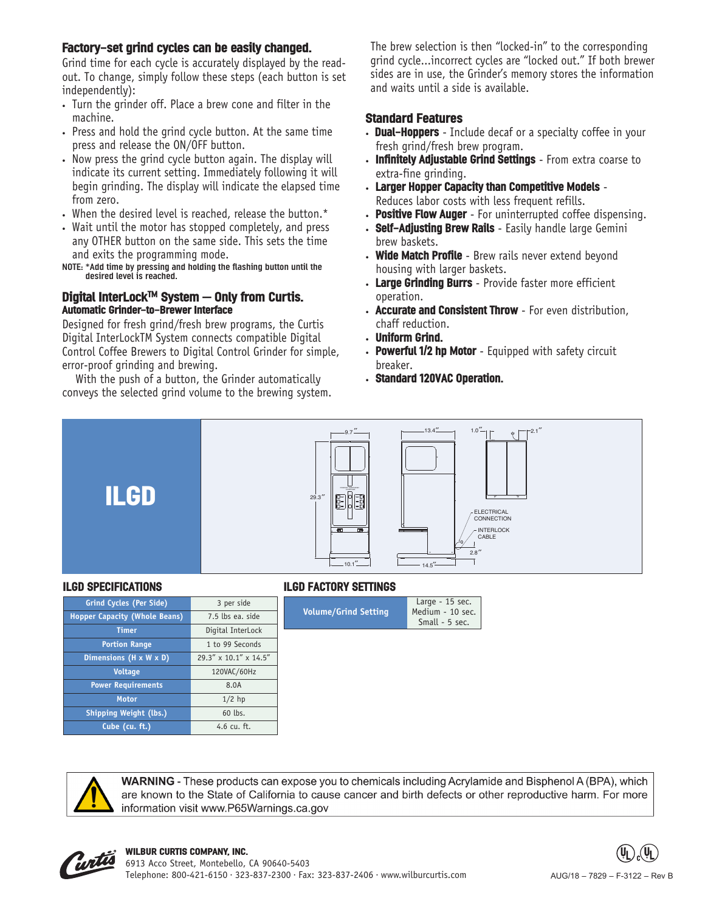## Factory-set grind cycles can be easily changed.

Grind time for each cycle is accurately displayed by the read-out. To change, simply follow these steps (each button is set independently):

- Turn the grinder off. Place a brew cone and filter in the machine.
- Press and hold the grind cycle button. At the same time press and release the ON/OFF button.
- Now press the grind cycle button again. The display will indicate its current setting. Immediately following it will begin grinding. The display will indicate the elapsed time from zero.
- When the desired level is reached, release the button.*
- Wait until the motor has stopped completely, and press any OTHER button on the same side. This sets the time and exits the programming mode.

**NOTE: *Add time by pressing and holding the flashing button until the desired level is reached.**

## Digital InterLock™ System — Only from Curtis.

**Automatic Grinder-to-Brewer Interface**

Designed for fresh grind/fresh brew programs, the Curtis Digital InterLockTM System connects compatible Digital Control Coffee Brewers to Digital Control Grinder for simple, error-proof grinding and brewing.

With the push of a button, the Grinder automatically conveys the selected grind volume to the brewing system. The brew selection is then "locked-in" to the corresponding grind cycle...incorrect cycles are "locked out." If both brewer sides are in use, the Grinder's memory stores the information and waits until a side is available.

## Standard Features

- **Dual-Hoppers** - Include decaf or a specialty coffee in your fresh grind/fresh brew program.
- **Infinitely Adjustable Grind Settings** - From extra coarse to extra-fine grinding.
- **Larger Hopper Capacity than Competitive Models** - Reduces labor costs with less frequent refills.
- **Positive Flow Auger** - For uninterrupted coffee dispensing.
- **Self-Adjusting Brew Rails** - Easily handle large Gemini brew baskets.
- **Wide Match Profile** - Brew rails never extend beyond housing with larger baskets.
- **Large Grinding Burrs** - Provide faster more efficient operation.
- **Accurate and Consistent Throw** - For even distribution, chaff reduction.
- **Uniform Grind.**
- **Powerful 1/2 hp Motor** - Equipped with safety circuit breaker.
- **Standard 120VAC Operation.**

# ILGD

9.7″
13.4″
1.0″
2.1″
29.3″
ELECTRICAL CONNECTION
INTERLOCK CABLE
2.8″
10.1″
14.5″

## ILGD SPECIFICATIONS

| | |
|---|---|
| Grind Cycles (Per Side) | 3 per side |
| Hopper Capacity (Whole Beans) | 7.5 lbs ea. side |
| Timer | Digital InterLock |
| Portion Range | 1 to 99 Seconds |
| Dimensions (H x W x D) | 29.3″ x 10.1″ x 14.5″ |
| Voltage | 120VAC/60Hz |
| Power Requirements | 8.0A |
| Motor | 1/2 hp |
| Shipping Weight (lbs.) | 60 lbs. |
| Cube (cu. ft.) | 4.6 cu. ft. |

## ILGD FACTORY SETTINGS

| | |
|---|---|
| Volume/Grind Setting | Large - 15 sec.<br>Medium - 10 sec.<br>Small - 5 sec. |

**WARNING** - These products can expose you to chemicals including Acrylamide and Bisphenol A (BPA), which are known to the State of California to cause cancer and birth defects or other reproductive harm. For more information visit www.P65Warnings.ca.gov

**WILBUR CURTIS COMPANY, INC.**
6913 Acco Street, Montebello, CA 90640-5403
Telephone: 800-421-6150 · 323-837-2300 · Fax: 323-837-2406 · www.wilburcurtis.com

AUG/18 – 7829 – F-3122 – Rev B